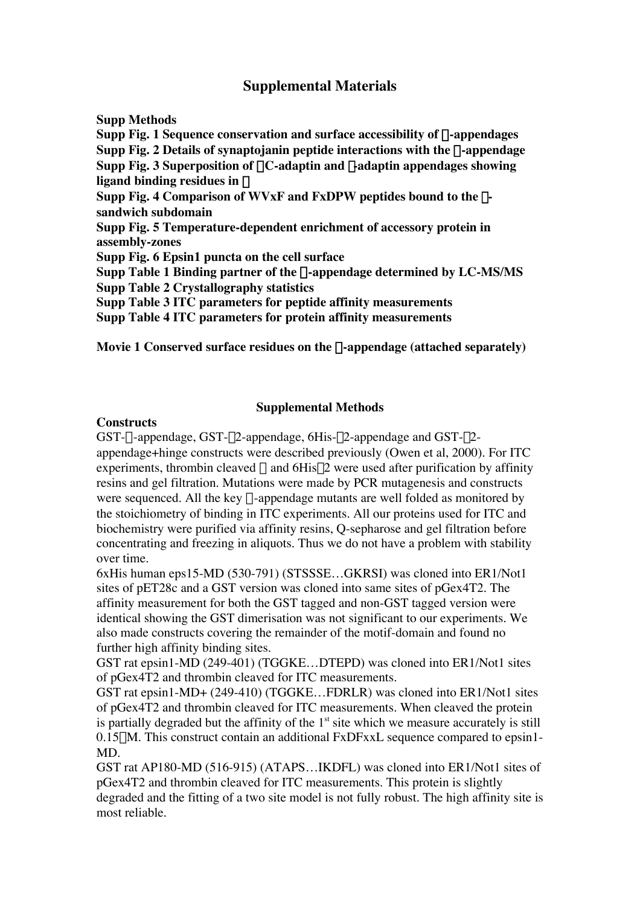# Supplemental Materials

**Supp Methods**
**Supp Fig. 1 Sequence conservation and surface accessibility of β-appendages**
**Supp Fig. 2 Details of synaptojanin peptide interactions with the β-appendage**
**Supp Fig. 3 Superposition of αC-adaptin and β-adaptin appendages showing ligand binding residues in β**
**Supp Fig. 4 Comparison of WVxF and FxDPW peptides bound to the β-sandwich subdomain**
**Supp Fig. 5 Temperature-dependent enrichment of accessory protein in assembly-zones**
**Supp Fig. 6 Epsin1 puncta on the cell surface**
**Supp Table 1 Binding partner of the β-appendage determined by LC-MS/MS**
**Supp Table 2 Crystallography statistics**
**Supp Table 3 ITC parameters for peptide affinity measurements**
**Supp Table 4 ITC parameters for protein affinity measurements**

**Movie 1 Conserved surface residues on the β-appendage (attached separately)**

## Supplemental Methods

### Constructs

GST-α-appendage, GST-β2-appendage, 6His-β2-appendage and GST-β2-appendage+hinge constructs were described previously (Owen et al, 2000). For ITC experiments, thrombin cleaved α and 6Hisβ2 were used after purification by affinity resins and gel filtration. Mutations were made by PCR mutagenesis and constructs were sequenced. All the key β-appendage mutants are well folded as monitored by the stoichiometry of binding in ITC experiments. All our proteins used for ITC and biochemistry were purified via affinity resins, Q-sepharose and gel filtration before concentrating and freezing in aliquots. Thus we do not have a problem with stability over time.

6xHis human eps15-MD (530-791) (STSSSE…GKRSI) was cloned into ER1/Not1 sites of pET28c and a GST version was cloned into same sites of pGex4T2. The affinity measurement for both the GST tagged and non-GST tagged version were identical showing the GST dimerisation was not significant to our experiments. We also made constructs covering the remainder of the motif-domain and found no further high affinity binding sites.

GST rat epsin1-MD (249-401) (TGGKE…DTEPD) was cloned into ER1/Not1 sites of pGex4T2 and thrombin cleaved for ITC measurements.

GST rat epsin1-MD+ (249-410) (TGGKE…FDRLR) was cloned into ER1/Not1 sites of pGex4T2 and thrombin cleaved for ITC measurements. When cleaved the protein is partially degraded but the affinity of the 1st site which we measure accurately is still 0.15μM. This construct contain an additional FxDFxxL sequence compared to epsin1-MD.

GST rat AP180-MD (516-915) (ATAPS…IKDFL) was cloned into ER1/Not1 sites of pGex4T2 and thrombin cleaved for ITC measurements. This protein is slightly degraded and the fitting of a two site model is not fully robust. The high affinity site is most reliable.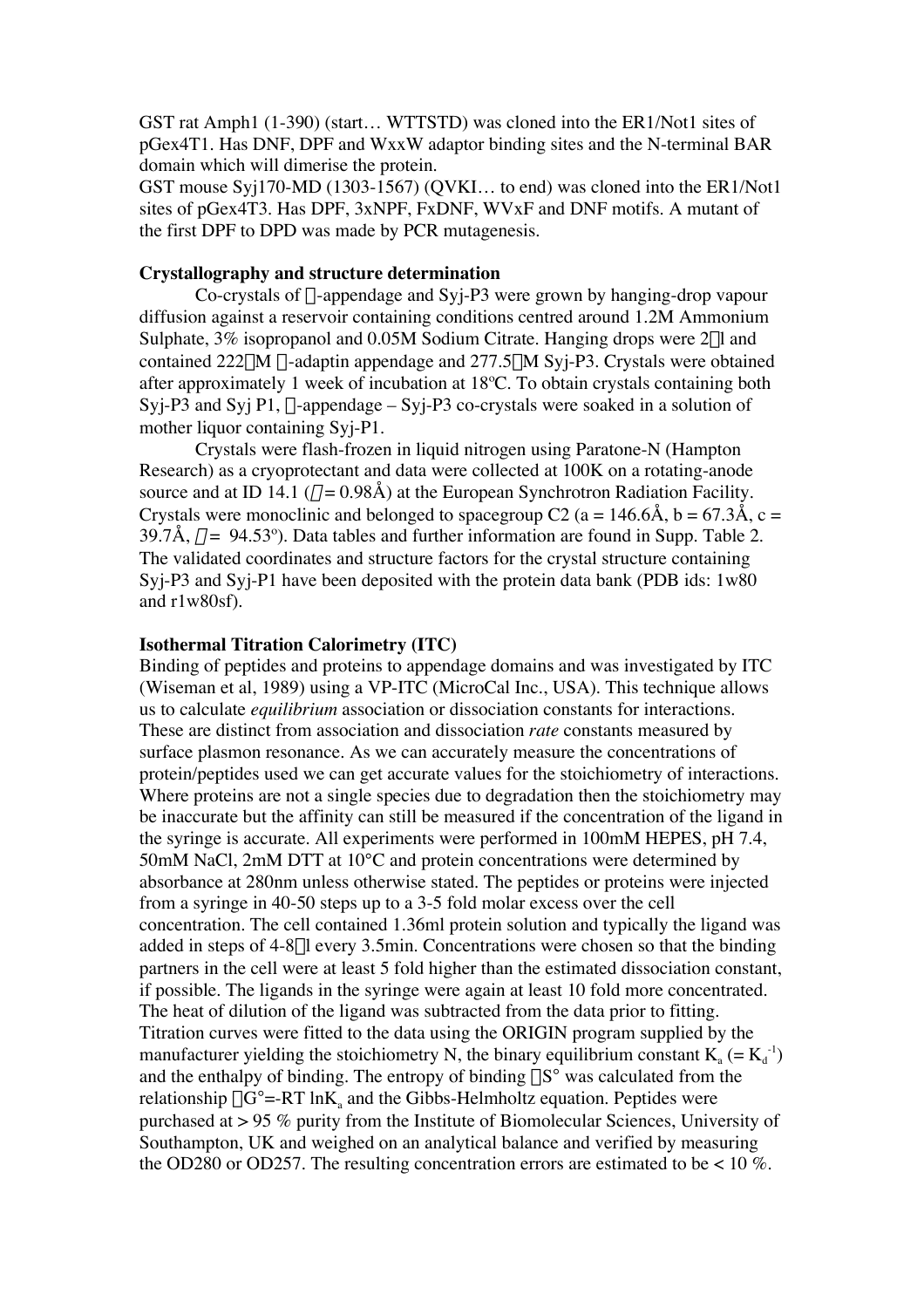GST rat Amph1 (1-390) (start… WTTSTD) was cloned into the ER1/Not1 sites of pGex4T1. Has DNF, DPF and WxxW adaptor binding sites and the N-terminal BAR domain which will dimerise the protein.

GST mouse Syj170-MD (1303-1567) (QVKI… to end) was cloned into the ER1/Not1 sites of pGex4T3. Has DPF, 3xNPF, FxDNF, WVxF and DNF motifs. A mutant of the first DPF to DPD was made by PCR mutagenesis.

**Crystallography and structure determination**

Co-crystals of α-appendage and Syj-P3 were grown by hanging-drop vapour diffusion against a reservoir containing conditions centred around 1.2M Ammonium Sulphate, 3% isopropanol and 0.05M Sodium Citrate. Hanging drops were 2μl and contained 222μM α-adaptin appendage and 277.5μM Syj-P3. Crystals were obtained after approximately 1 week of incubation at 18ºC. To obtain crystals containing both Syj-P3 and Syj P1, α-appendage – Syj-P3 co-crystals were soaked in a solution of mother liquor containing Syj-P1.

Crystals were flash-frozen in liquid nitrogen using Paratone-N (Hampton Research) as a cryoprotectant and data were collected at 100K on a rotating-anode source and at ID 14.1 ($\lambda$ = 0.98Å) at the European Synchrotron Radiation Facility. Crystals were monoclinic and belonged to spacegroup C2 (a = 146.6Å, b = 67.3Å, c = 39.7Å, $\beta$ = 94.53º). Data tables and further information are found in Supp. Table 2. The validated coordinates and structure factors for the crystal structure containing Syj-P3 and Syj-P1 have been deposited with the protein data bank (PDB ids: 1w80 and r1w80sf).

**Isothermal Titration Calorimetry (ITC)**

Binding of peptides and proteins to appendage domains and was investigated by ITC (Wiseman et al, 1989) using a VP-ITC (MicroCal Inc., USA). This technique allows us to calculate *equilibrium* association or dissociation constants for interactions. These are distinct from association and dissociation *rate* constants measured by surface plasmon resonance. As we can accurately measure the concentrations of protein/peptides used we can get accurate values for the stoichiometry of interactions. Where proteins are not a single species due to degradation then the stoichiometry may be inaccurate but the affinity can still be measured if the concentration of the ligand in the syringe is accurate. All experiments were performed in 100mM HEPES, pH 7.4, 50mM NaCl, 2mM DTT at 10°C and protein concentrations were determined by absorbance at 280nm unless otherwise stated. The peptides or proteins were injected from a syringe in 40-50 steps up to a 3-5 fold molar excess over the cell concentration. The cell contained 1.36ml protein solution and typically the ligand was added in steps of 4-8μl every 3.5min. Concentrations were chosen so that the binding partners in the cell were at least 5 fold higher than the estimated dissociation constant, if possible. The ligands in the syringe were again at least 10 fold more concentrated. The heat of dilution of the ligand was subtracted from the data prior to fitting. Titration curves were fitted to the data using the ORIGIN program supplied by the manufacturer yielding the stoichiometry N, the binary equilibrium constant $K_a$ (= $K_d^{-1}$) and the enthalpy of binding. The entropy of binding $\Delta S°$ was calculated from the relationship $\Delta G°=-RT \ln K_a$ and the Gibbs-Helmholtz equation. Peptides were purchased at > 95 % purity from the Institute of Biomolecular Sciences, University of Southampton, UK and weighed on an analytical balance and verified by measuring the OD280 or OD257. The resulting concentration errors are estimated to be < 10 %.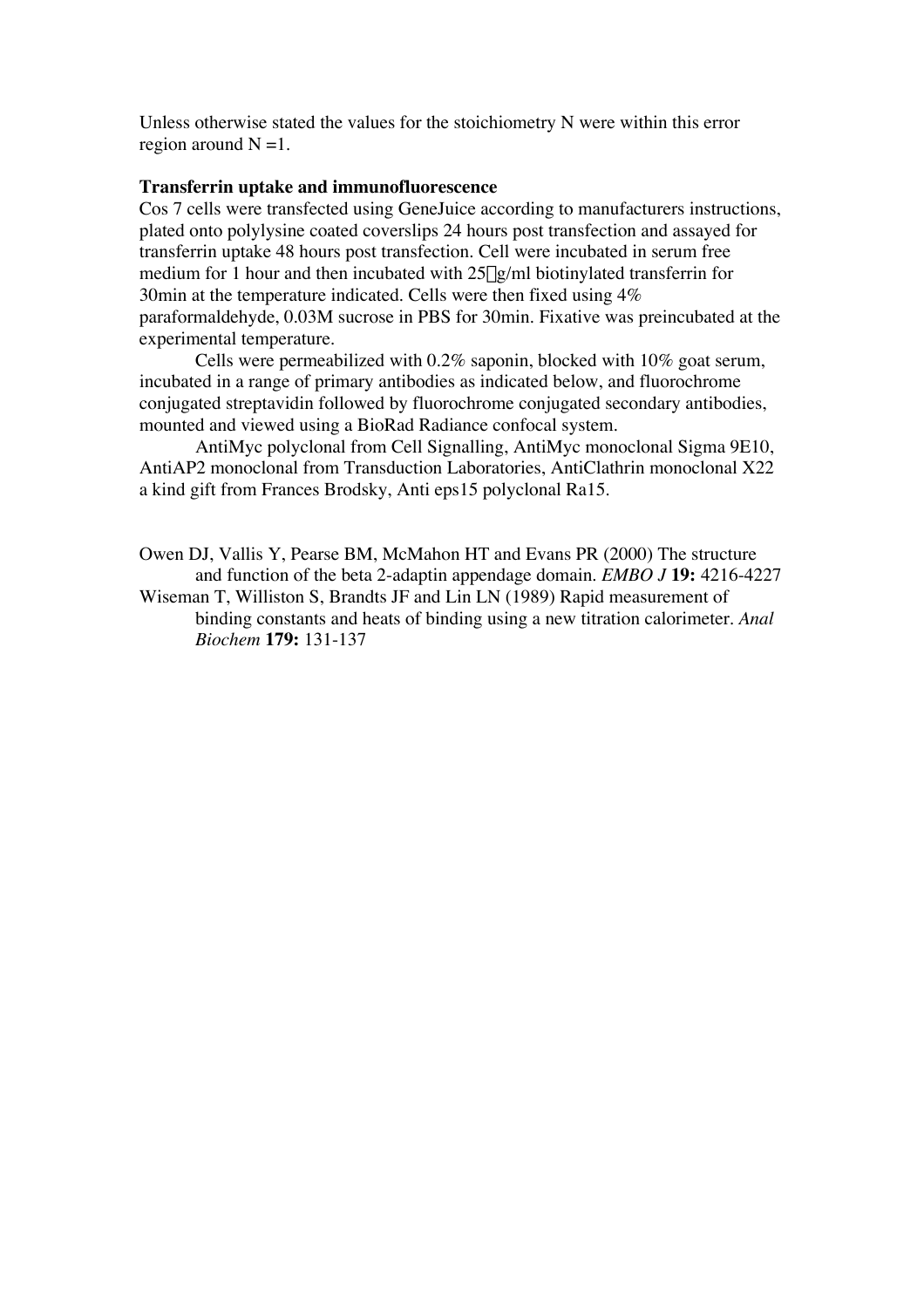Unless otherwise stated the values for the stoichiometry N were within this error region around N =1.

**Transferrin uptake and immunofluorescence**

Cos 7 cells were transfected using GeneJuice according to manufacturers instructions, plated onto polylysine coated coverslips 24 hours post transfection and assayed for transferrin uptake 48 hours post transfection. Cell were incubated in serum free medium for 1 hour and then incubated with 25 μg/ml biotinylated transferrin for 30min at the temperature indicated. Cells were then fixed using 4% paraformaldehyde, 0.03M sucrose in PBS for 30min. Fixative was preincubated at the experimental temperature.

Cells were permeabilized with 0.2% saponin, blocked with 10% goat serum, incubated in a range of primary antibodies as indicated below, and fluorochrome conjugated streptavidin followed by fluorochrome conjugated secondary antibodies, mounted and viewed using a BioRad Radiance confocal system.

AntiMyc polyclonal from Cell Signalling, AntiMyc monoclonal Sigma 9E10, AntiAP2 monoclonal from Transduction Laboratories, AntiClathrin monoclonal X22 a kind gift from Frances Brodsky, Anti eps15 polyclonal Ra15.

Owen DJ, Vallis Y, Pearse BM, McMahon HT and Evans PR (2000) The structure and function of the beta 2-adaptin appendage domain. *EMBO J* **19:** 4216-4227

Wiseman T, Williston S, Brandts JF and Lin LN (1989) Rapid measurement of binding constants and heats of binding using a new titration calorimeter. *Anal Biochem* **179:** 131-137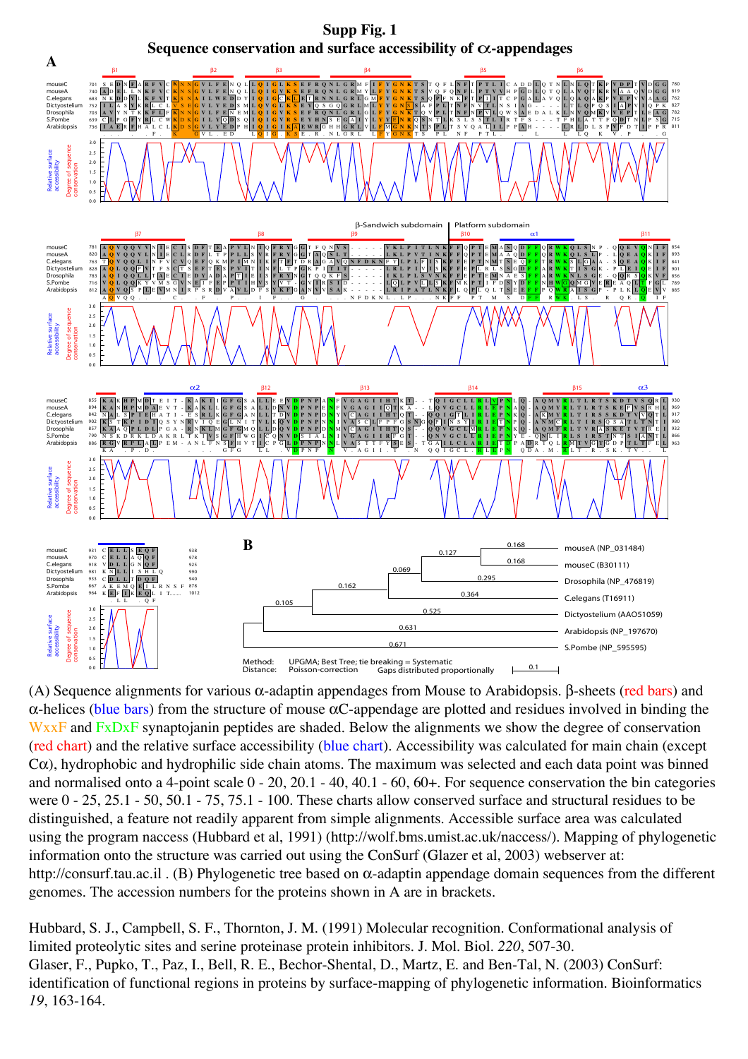# Supp Fig. 1

## Sequence conservation and surface accessibility of α-appendages

(A) Sequence alignments for various α-adaptin appendages from Mouse to Arabidopsis. β-sheets (red bars) and α-helices (blue bars) from the structure of mouse αC-appendage are plotted and residues involved in binding the WxxF and FxDxF synaptojanin peptides are shaded. Below the alignments we show the degree of conservation (red chart) and the relative surface accessibility (blue chart). Accessibility was calculated for main chain (except Cα), hydrophobic and hydrophilic side chain atoms. The maximum was selected and each data point was binned and normalised onto a 4-point scale 0 - 20, 20.1 - 40, 40.1 - 60, 60+. For sequence conservation the bin categories were 0 - 25, 25.1 - 50, 50.1 - 75, 75.1 - 100. These charts allow conserved surface and structural residues to be distinguished, a feature not readily apparent from simple alignments. Accessible surface area was calculated using the program naccess (Hubbard et al, 1991) (http://wolf.bms.umist.ac.uk/naccess/). Mapping of phylogenetic information onto the structure was carried out using the ConSurf (Glazer et al, 2003) webserver at: http://consurf.tau.ac.il . (B) Phylogenetic tree based on α-adaptin appendage domain sequences from the different genomes. The accession numbers for the proteins shown in A are in brackets.

Hubbard, S. J., Campbell, S. F., Thornton, J. M. (1991) Molecular recognition. Conformational analysis of limited proteolytic sites and serine proteinase protein inhibitors. J. Mol. Biol. *220*, 507-30.

Glaser, F., Pupko, T., Paz, I., Bell, R. E., Bechor-Shental, D., Martz, E. and Ben-Tal, N. (2003) ConSurf: identification of functional regions in proteins by surface-mapping of phylogenetic information. Bioinformatics *19*, 163-164.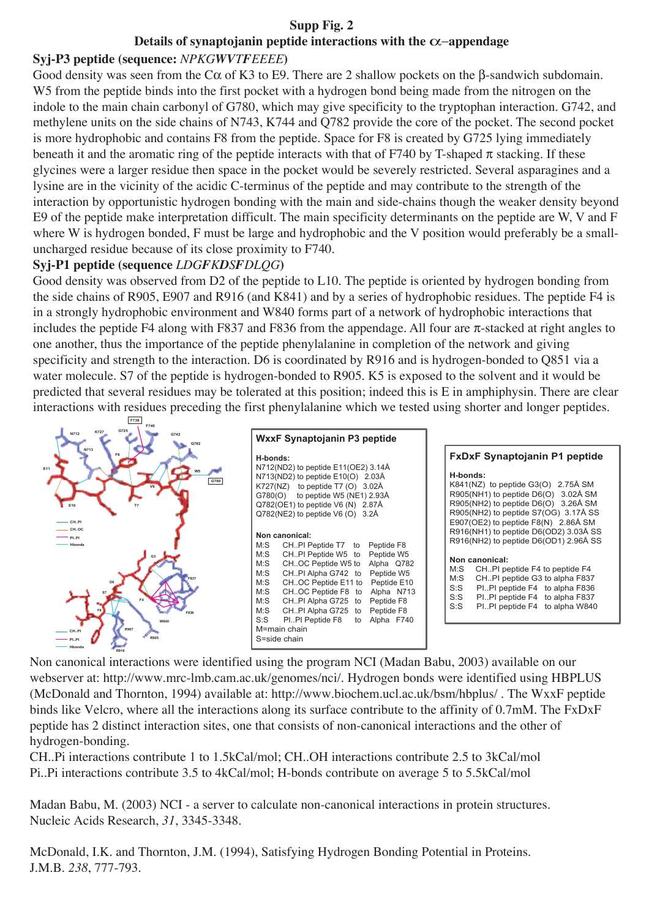# Supp Fig. 2

## Details of synaptojanin peptide interactions with the α–appendage

**Syj-P3 peptide (sequence:** ***NPKGWVTFEEEE*****)**

Good density was seen from the Cα of K3 to E9. There are 2 shallow pockets on the β-sandwich subdomain. W5 from the peptide binds into the first pocket with a hydrogen bond being made from the nitrogen on the indole to the main chain carbonyl of G780, which may give specificity to the tryptophan interaction. G742, and methylene units on the side chains of N743, K744 and Q782 provide the core of the pocket. The second pocket is more hydrophobic and contains F8 from the peptide. Space for F8 is created by G725 lying immediately beneath it and the aromatic ring of the peptide interacts with that of F740 by T-shaped π stacking. If these glycines were a larger residue then space in the pocket would be severely restricted. Several asparagines and a lysine are in the vicinity of the acidic C-terminus of the peptide and may contribute to the strength of the interaction by opportunistic hydrogen bonding with the main and side-chains though the weaker density beyond E9 of the peptide make interpretation difficult. The main specificity determinants on the peptide are W, V and F where W is hydrogen bonded, F must be large and hydrophobic and the V position would preferably be a small-uncharged residue because of its close proximity to F740.

**Syj-P1 peptide (sequence** ***LDGFKDSFDLQG*****)**

Good density was observed from D2 of the peptide to L10. The peptide is oriented by hydrogen bonding from the side chains of R905, E907 and R916 (and K841) and by a series of hydrophobic residues. The peptide F4 is in a strongly hydrophobic environment and W840 forms part of a network of hydrophobic interactions that includes the peptide F4 along with F837 and F836 from the appendage. All four are π-stacked at right angles to one another, thus the importance of the peptide phenylalanine in completion of the network and giving specificity and strength to the interaction. D6 is coordinated by R916 and is hydrogen-bonded to Q851 via a water molecule. S7 of the peptide is hydrogen-bonded to R905. K5 is exposed to the solvent and it would be predicted that several residues may be tolerated at this position; indeed this is E in amphiphysin. There are clear interactions with residues preceding the first phenylalanine which we tested using shorter and longer peptides.

**WxxF Synaptojanin P3 peptide**

H-bonds:
N712(ND2) to peptide E11(OE2) 3.14Å
N713(ND2) to peptide E10(O) 2.03Å
K727(NZ) to peptide T7 (O) 3.02Å
G780(O) to peptide W5 (NE1) 2.93Å
Q782(OE1) to peptide V6 (N) 2.87Å
Q782(NE2) to peptide V6 (O) 3.2Å

Non canonical:

| | | | |
|---|---|---|---|
| M:S | CH..PI Peptide T7 | to | Peptide F8 |
| M:S | CH..PI Peptide W5 | to | Peptide W5 |
| M:S | CH..OC Peptide W5 | to | Alpha Q782 |
| M:S | CH..PI Alpha G742 | to | Peptide W5 |
| M:S | CH..OC Peptide E11 | to | Peptide E10 |
| M:S | CH..OC Peptide F8 | to | Alpha N713 |
| M:S | CH..PI Alpha G725 | to | Peptide F8 |
| M:S | CH..PI Alpha G725 | to | Peptide F8 |
| S:S | PI..PI Peptide F8 | to | Alpha F740 |

M=main chain
S=side chain

**FxDxF Synaptojanin P1 peptide**

H-bonds:
K841(NZ) to peptide G3(O) 2.75Å SM
R905(NH1) to peptide D6(O) 3.02Å SM
R905(NH2) to peptide D6(O) 3.26Å SM
R905(NH2) to peptide S7(OG) 3.17Å SS
E907(OE2) to peptide F8(N) 2.86Å SM
R916(NH1) to peptide D6(OD2) 3.03Å SS
R916(NH2) to peptide D6(OD1) 2.96Å SS

Non canonical:

| | | | |
|---|---|---|---|
| M:S | CH..PI peptide F4 | to | peptide F4 |
| M:S | CH..PI peptide G3 | to | alpha F837 |
| S:S | PI..PI peptide F4 | to | alpha F836 |
| S:S | PI..PI peptide F4 | to | alpha F837 |
| S:S | PI..PI peptide F4 | to | alpha W840 |

Non canonical interactions were identified using the program NCI (Madan Babu, 2003) available on our webserver at: http://www.mrc-lmb.cam.ac.uk/genomes/nci/. Hydrogen bonds were identified using HBPLUS (McDonald and Thornton, 1994) available at: http://www.biochem.ucl.ac.uk/bsm/hbplus/ . The WxxF peptide binds like Velcro, where all the interactions along its surface contribute to the affinity of 0.7mM. The FxDxF peptide has 2 distinct interaction sites, one that consists of non-canonical interactions and the other of hydrogen-bonding.

CH..Pi interactions contribute 1 to 1.5kCal/mol; CH..OH interactions contribute 2.5 to 3kCal/mol
Pi..Pi interactions contribute 3.5 to 4kCal/mol; H-bonds contribute on average 5 to 5.5kCal/mol

Madan Babu, M. (2003) NCI - a server to calculate non-canonical interactions in protein structures. Nucleic Acids Research, *31*, 3345-3348.

McDonald, I.K. and Thornton, J.M. (1994), Satisfying Hydrogen Bonding Potential in Proteins. J.M.B. *238*, 777-793.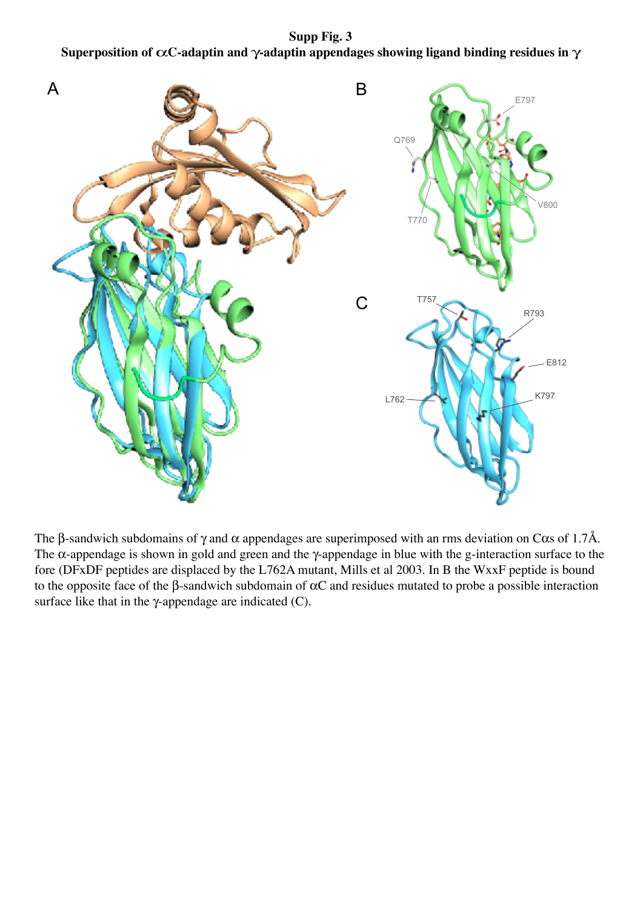**Supp Fig. 3**

**Superposition of αC-adaptin and γ-adaptin appendages showing ligand binding residues in γ**

The β-sandwich subdomains of γ and α appendages are superimposed with an rms deviation on Cαs of 1.7Å. The α-appendage is shown in gold and green and the γ-appendage in blue with the g-interaction surface to the fore (DFxDF peptides are displaced by the L762A mutant, Mills et al 2003. In B the WxxF peptide is bound to the opposite face of the β-sandwich subdomain of αC and residues mutated to probe a possible interaction surface like that in the γ-appendage are indicated (C).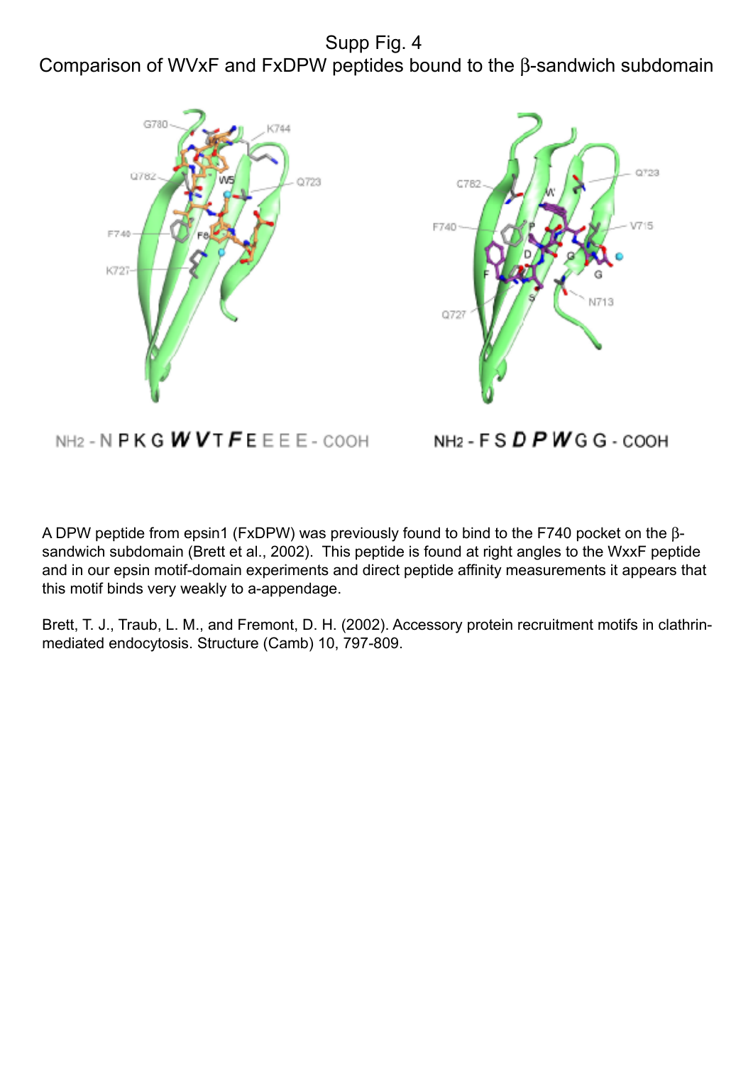Supp Fig. 4

Comparison of WVxF and FxDPW peptides bound to the β-sandwich subdomain

NH2 - N P K G **W V** T **F** E E E E - COOH

NH2 - F S **D P W** G G - COOH

A DPW peptide from epsin1 (FxDPW) was previously found to bind to the F740 pocket on the β-sandwich subdomain (Brett et al., 2002). This peptide is found at right angles to the WxxF peptide and in our epsin motif-domain experiments and direct peptide affinity measurements it appears that this motif binds very weakly to a-appendage.

Brett, T. J., Traub, L. M., and Fremont, D. H. (2002). Accessory protein recruitment motifs in clathrin-mediated endocytosis. Structure (Camb) 10, 797-809.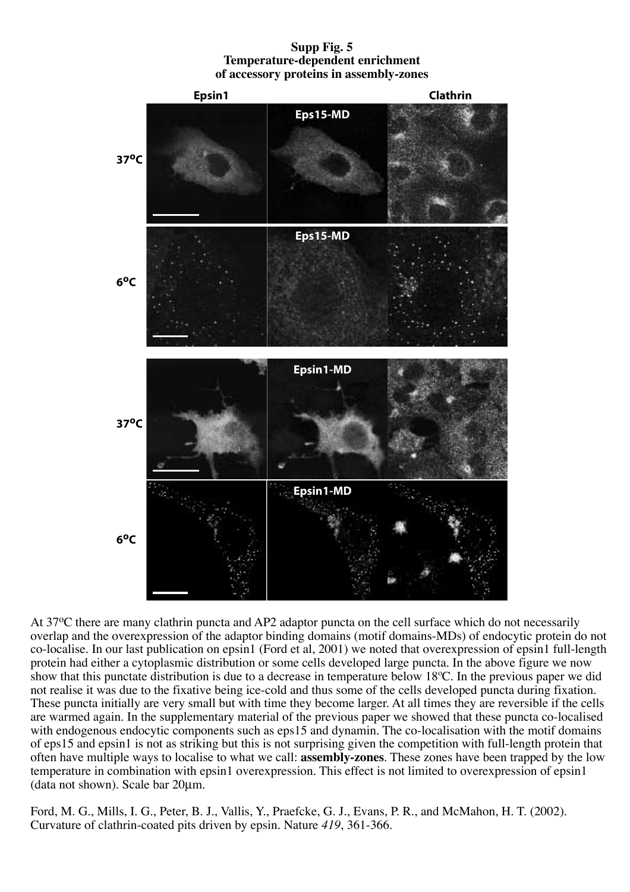**Supp Fig. 5**
**Temperature-dependent enrichment of accessory proteins in assembly-zones**

At 37ºC there are many clathrin puncta and AP2 adaptor puncta on the cell surface which do not necessarily overlap and the overexpression of the adaptor binding domains (motif domains-MDs) of endocytic protein do not co-localise. In our last publication on epsin1 (Ford et al, 2001) we noted that overexpression of epsin1 full-length protein had either a cytoplasmic distribution or some cells developed large puncta. In the above figure we now show that this punctate distribution is due to a decrease in temperature below 18ºC. In the previous paper we did not realise it was due to the fixative being ice-cold and thus some of the cells developed puncta during fixation. These puncta initially are very small but with time they become larger. At all times they are reversible if the cells are warmed again. In the supplementary material of the previous paper we showed that these puncta co-localised with endogenous endocytic components such as eps15 and dynamin. The co-localisation with the motif domains of eps15 and epsin1 is not as striking but this is not surprising given the competition with full-length protein that often have multiple ways to localise to what we call: **assembly-zones**. These zones have been trapped by the low temperature in combination with epsin1 overexpression. This effect is not limited to overexpression of epsin1 (data not shown). Scale bar 20µm.

Ford, M. G., Mills, I. G., Peter, B. J., Vallis, Y., Praefcke, G. J., Evans, P. R., and McMahon, H. T. (2002). Curvature of clathrin-coated pits driven by epsin. Nature *419*, 361-366.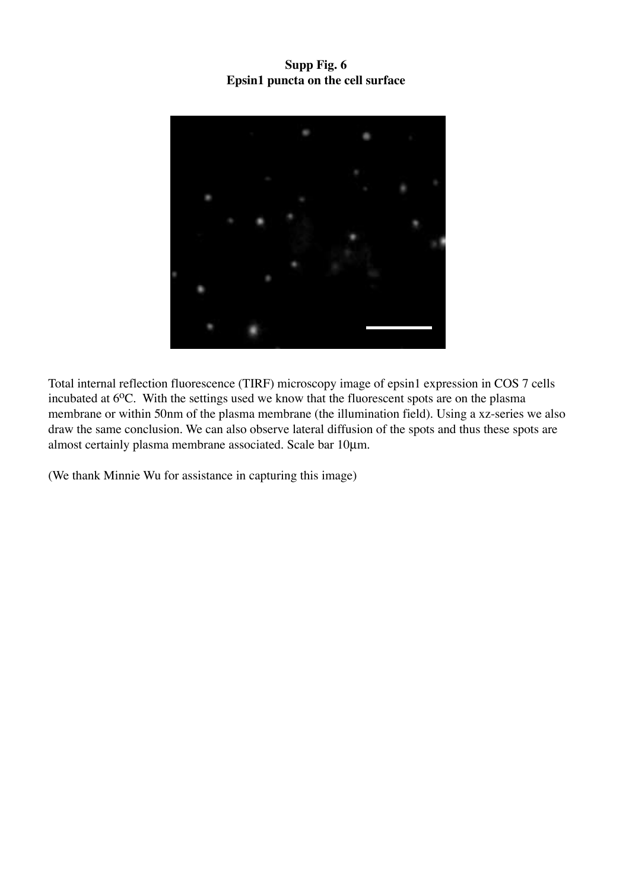**Supp Fig. 6**
**Epsin1 puncta on the cell surface**

Total internal reflection fluorescence (TIRF) microscopy image of epsin1 expression in COS 7 cells incubated at $6^{o}C$. With the settings used we know that the fluorescent spots are on the plasma membrane or within 50nm of the plasma membrane (the illumination field). Using a xz-series we also draw the same conclusion. We can also observe lateral diffusion of the spots and thus these spots are almost certainly plasma membrane associated. Scale bar 10µm.

(We thank Minnie Wu for assistance in capturing this image)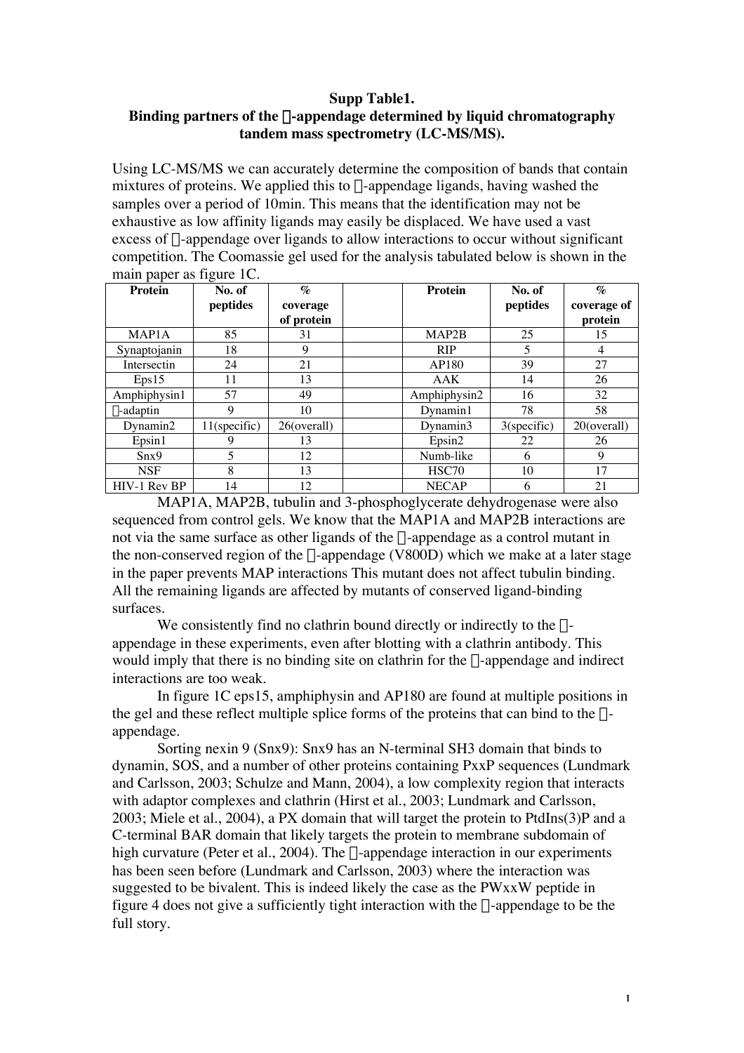**Supp Table1.**
**Binding partners of the -appendage determined by liquid chromatography tandem mass spectrometry (LC-MS/MS).**

Using LC-MS/MS we can accurately determine the composition of bands that contain mixtures of proteins. We applied this to -appendage ligands, having washed the samples over a period of 10min. This means that the identification may not be exhaustive as low affinity ligands may easily be displaced. We have used a vast excess of -appendage over ligands to allow interactions to occur without significant competition. The Coomassie gel used for the analysis tabulated below is shown in the main paper as figure 1C.

| Protein | No. of peptides | % coverage of protein | | Protein | No. of peptides | % coverage of protein |
|---|---|---|---|---|---|---|
| MAP1A | 85 | 31 | | MAP2B | 25 | 15 |
| Synaptojanin | 18 | 9 | | RIP | 5 | 4 |
| Intersectin | 24 | 21 | | AP180 | 39 | 27 |
| Eps15 | 11 | 13 | | AAK | 14 | 26 |
| Amphiphysin1 | 57 | 49 | | Amphiphysin2 | 16 | 32 |
| -adaptin | 9 | 10 | | Dynamin1 | 78 | 58 |
| Dynamin2 | 11(specific) | 26(overall) | | Dynamin3 | 3(specific) | 20(overall) |
| Epsin1 | 9 | 13 | | Epsin2 | 22 | 26 |
| Snx9 | 5 | 12 | | Numb-like | 6 | 9 |
| NSF | 8 | 13 | | HSC70 | 10 | 17 |
| HIV-1 Rev BP | 14 | 12 | | NECAP | 6 | 21 |

MAP1A, MAP2B, tubulin and 3-phosphoglycerate dehydrogenase were also sequenced from control gels. We know that the MAP1A and MAP2B interactions are not via the same surface as other ligands of the -appendage as a control mutant in the non-conserved region of the -appendage (V800D) which we make at a later stage in the paper prevents MAP interactions This mutant does not affect tubulin binding. All the remaining ligands are affected by mutants of conserved ligand-binding surfaces.

We consistently find no clathrin bound directly or indirectly to the -appendage in these experiments, even after blotting with a clathrin antibody. This would imply that there is no binding site on clathrin for the -appendage and indirect interactions are too weak.

In figure 1C eps15, amphiphysin and AP180 are found at multiple positions in the gel and these reflect multiple splice forms of the proteins that can bind to the -appendage.

Sorting nexin 9 (Snx9): Snx9 has an N-terminal SH3 domain that binds to dynamin, SOS, and a number of other proteins containing PxxP sequences (Lundmark and Carlsson, 2003; Schulze and Mann, 2004), a low complexity region that interacts with adaptor complexes and clathrin (Hirst et al., 2003; Lundmark and Carlsson, 2003; Miele et al., 2004), a PX domain that will target the protein to PtdIns(3)P and a C-terminal BAR domain that likely targets the protein to membrane subdomain of high curvature (Peter et al., 2004). The -appendage interaction in our experiments has been seen before (Lundmark and Carlsson, 2003) where the interaction was suggested to be bivalent. This is indeed likely the case as the PWxxW peptide in figure 4 does not give a sufficiently tight interaction with the -appendage to be the full story.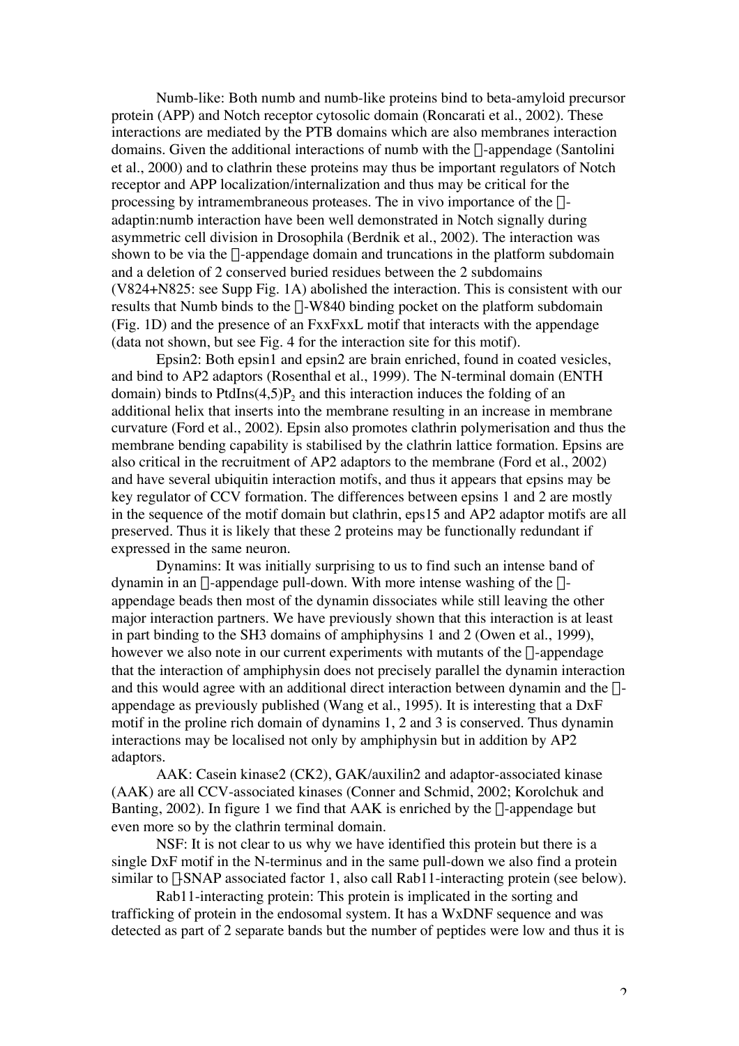Numb-like: Both numb and numb-like proteins bind to beta-amyloid precursor protein (APP) and Notch receptor cytosolic domain (Roncarati et al., 2002). These interactions are mediated by the PTB domains which are also membranes interaction domains. Given the additional interactions of numb with the -appendage (Santolini et al., 2000) and to clathrin these proteins may thus be important regulators of Notch receptor and APP localization/internalization and thus may be critical for the processing by intramembraneous proteases. The in vivo importance of the -adaptin:numb interaction have been well demonstrated in Notch signally during asymmetric cell division in Drosophila (Berdnik et al., 2002). The interaction was shown to be via the -appendage domain and truncations in the platform subdomain and a deletion of 2 conserved buried residues between the 2 subdomains (V824+N825: see Supp Fig. 1A) abolished the interaction. This is consistent with our results that Numb binds to the -W840 binding pocket on the platform subdomain (Fig. 1D) and the presence of an FxxFxxL motif that interacts with the appendage (data not shown, but see Fig. 4 for the interaction site for this motif).

Epsin2: Both epsin1 and epsin2 are brain enriched, found in coated vesicles, and bind to AP2 adaptors (Rosenthal et al., 1999). The N-terminal domain (ENTH domain) binds to PtdIns(4,5)$P_2$ and this interaction induces the folding of an additional helix that inserts into the membrane resulting in an increase in membrane curvature (Ford et al., 2002). Epsin also promotes clathrin polymerisation and thus the membrane bending capability is stabilised by the clathrin lattice formation. Epsins are also critical in the recruitment of AP2 adaptors to the membrane (Ford et al., 2002) and have several ubiquitin interaction motifs, and thus it appears that epsins may be key regulator of CCV formation. The differences between epsins 1 and 2 are mostly in the sequence of the motif domain but clathrin, eps15 and AP2 adaptor motifs are all preserved. Thus it is likely that these 2 proteins may be functionally redundant if expressed in the same neuron.

Dynamins: It was initially surprising to us to find such an intense band of dynamin in an -appendage pull-down. With more intense washing of the -appendage beads then most of the dynamin dissociates while still leaving the other major interaction partners. We have previously shown that this interaction is at least in part binding to the SH3 domains of amphiphysins 1 and 2 (Owen et al., 1999), however we also note in our current experiments with mutants of the -appendage that the interaction of amphiphysin does not precisely parallel the dynamin interaction and this would agree with an additional direct interaction between dynamin and the -appendage as previously published (Wang et al., 1995). It is interesting that a DxF motif in the proline rich domain of dynamins 1, 2 and 3 is conserved. Thus dynamin interactions may be localised not only by amphiphysin but in addition by AP2 adaptors.

AAK: Casein kinase2 (CK2), GAK/auxilin2 and adaptor-associated kinase (AAK) are all CCV-associated kinases (Conner and Schmid, 2002; Korolchuk and Banting, 2002). In figure 1 we find that AAK is enriched by the -appendage but even more so by the clathrin terminal domain.

NSF: It is not clear to us why we have identified this protein but there is a single DxF motif in the N-terminus and in the same pull-down we also find a protein similar to -SNAP associated factor 1, also call Rab11-interacting protein (see below).

Rab11-interacting protein: This protein is implicated in the sorting and trafficking of protein in the endosomal system. It has a WxDNF sequence and was detected as part of 2 separate bands but the number of peptides were low and thus it is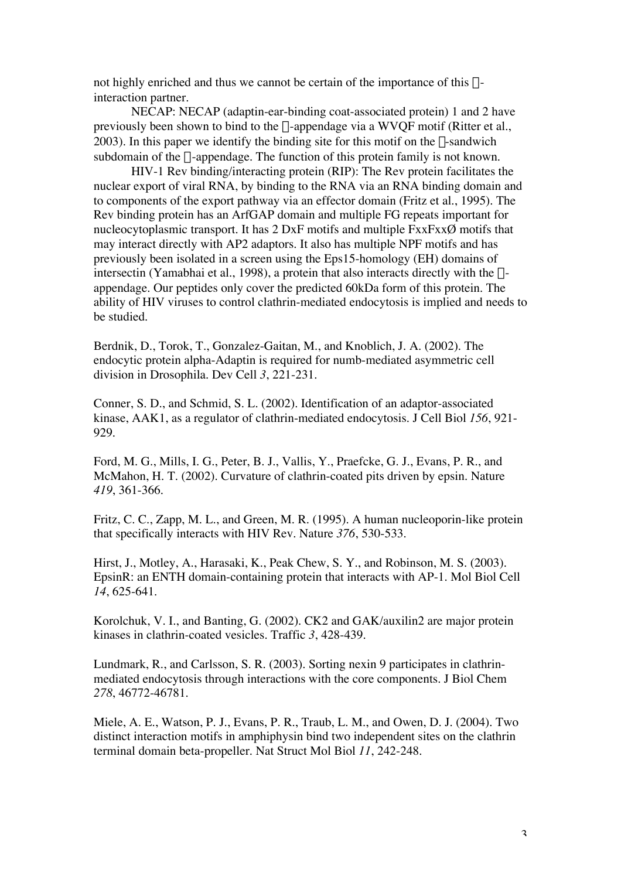not highly enriched and thus we cannot be certain of the importance of this -interaction partner.

NECAP: NECAP (adaptin-ear-binding coat-associated protein) 1 and 2 have previously been shown to bind to the -appendage via a WVQF motif (Ritter et al., 2003). In this paper we identify the binding site for this motif on the -sandwich subdomain of the -appendage. The function of this protein family is not known.

HIV-1 Rev binding/interacting protein (RIP): The Rev protein facilitates the nuclear export of viral RNA, by binding to the RNA via an RNA binding domain and to components of the export pathway via an effector domain (Fritz et al., 1995). The Rev binding protein has an ArfGAP domain and multiple FG repeats important for nucleocytoplasmic transport. It has 2 DxF motifs and multiple FxxFxxØ motifs that may interact directly with AP2 adaptors. It also has multiple NPF motifs and has previously been isolated in a screen using the Eps15-homology (EH) domains of intersectin (Yamabhai et al., 1998), a protein that also interacts directly with the -appendage. Our peptides only cover the predicted 60kDa form of this protein. The ability of HIV viruses to control clathrin-mediated endocytosis is implied and needs to be studied.

Berdnik, D., Torok, T., Gonzalez-Gaitan, M., and Knoblich, J. A. (2002). The endocytic protein alpha-Adaptin is required for numb-mediated asymmetric cell division in Drosophila. Dev Cell *3*, 221-231.

Conner, S. D., and Schmid, S. L. (2002). Identification of an adaptor-associated kinase, AAK1, as a regulator of clathrin-mediated endocytosis. J Cell Biol *156*, 921-929.

Ford, M. G., Mills, I. G., Peter, B. J., Vallis, Y., Praefcke, G. J., Evans, P. R., and McMahon, H. T. (2002). Curvature of clathrin-coated pits driven by epsin. Nature *419*, 361-366.

Fritz, C. C., Zapp, M. L., and Green, M. R. (1995). A human nucleoporin-like protein that specifically interacts with HIV Rev. Nature *376*, 530-533.

Hirst, J., Motley, A., Harasaki, K., Peak Chew, S. Y., and Robinson, M. S. (2003). EpsinR: an ENTH domain-containing protein that interacts with AP-1. Mol Biol Cell *14*, 625-641.

Korolchuk, V. I., and Banting, G. (2002). CK2 and GAK/auxilin2 are major protein kinases in clathrin-coated vesicles. Traffic *3*, 428-439.

Lundmark, R., and Carlsson, S. R. (2003). Sorting nexin 9 participates in clathrin-mediated endocytosis through interactions with the core components. J Biol Chem *278*, 46772-46781.

Miele, A. E., Watson, P. J., Evans, P. R., Traub, L. M., and Owen, D. J. (2004). Two distinct interaction motifs in amphiphysin bind two independent sites on the clathrin terminal domain beta-propeller. Nat Struct Mol Biol *11*, 242-248.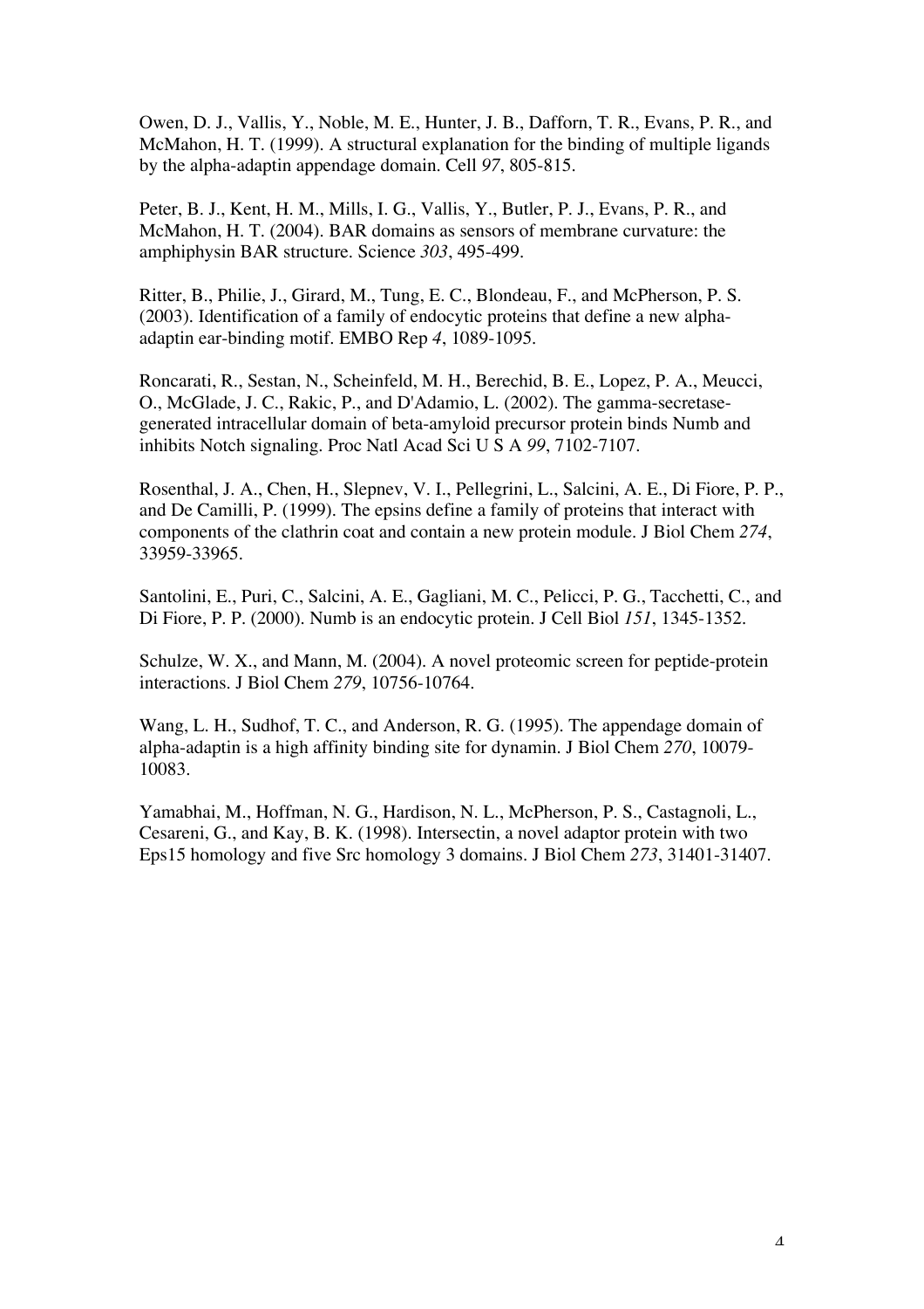Owen, D. J., Vallis, Y., Noble, M. E., Hunter, J. B., Dafforn, T. R., Evans, P. R., and McMahon, H. T. (1999). A structural explanation for the binding of multiple ligands by the alpha-adaptin appendage domain. Cell *97*, 805-815.

Peter, B. J., Kent, H. M., Mills, I. G., Vallis, Y., Butler, P. J., Evans, P. R., and McMahon, H. T. (2004). BAR domains as sensors of membrane curvature: the amphiphysin BAR structure. Science *303*, 495-499.

Ritter, B., Philie, J., Girard, M., Tung, E. C., Blondeau, F., and McPherson, P. S. (2003). Identification of a family of endocytic proteins that define a new alpha-adaptin ear-binding motif. EMBO Rep *4*, 1089-1095.

Roncarati, R., Sestan, N., Scheinfeld, M. H., Berechid, B. E., Lopez, P. A., Meucci, O., McGlade, J. C., Rakic, P., and D'Adamio, L. (2002). The gamma-secretase-generated intracellular domain of beta-amyloid precursor protein binds Numb and inhibits Notch signaling. Proc Natl Acad Sci U S A *99*, 7102-7107.

Rosenthal, J. A., Chen, H., Slepnev, V. I., Pellegrini, L., Salcini, A. E., Di Fiore, P. P., and De Camilli, P. (1999). The epsins define a family of proteins that interact with components of the clathrin coat and contain a new protein module. J Biol Chem *274*, 33959-33965.

Santolini, E., Puri, C., Salcini, A. E., Gagliani, M. C., Pelicci, P. G., Tacchetti, C., and Di Fiore, P. P. (2000). Numb is an endocytic protein. J Cell Biol *151*, 1345-1352.

Schulze, W. X., and Mann, M. (2004). A novel proteomic screen for peptide-protein interactions. J Biol Chem *279*, 10756-10764.

Wang, L. H., Sudhof, T. C., and Anderson, R. G. (1995). The appendage domain of alpha-adaptin is a high affinity binding site for dynamin. J Biol Chem *270*, 10079-10083.

Yamabhai, M., Hoffman, N. G., Hardison, N. L., McPherson, P. S., Castagnoli, L., Cesareni, G., and Kay, B. K. (1998). Intersectin, a novel adaptor protein with two Eps15 homology and five Src homology 3 domains. J Biol Chem *273*, 31401-31407.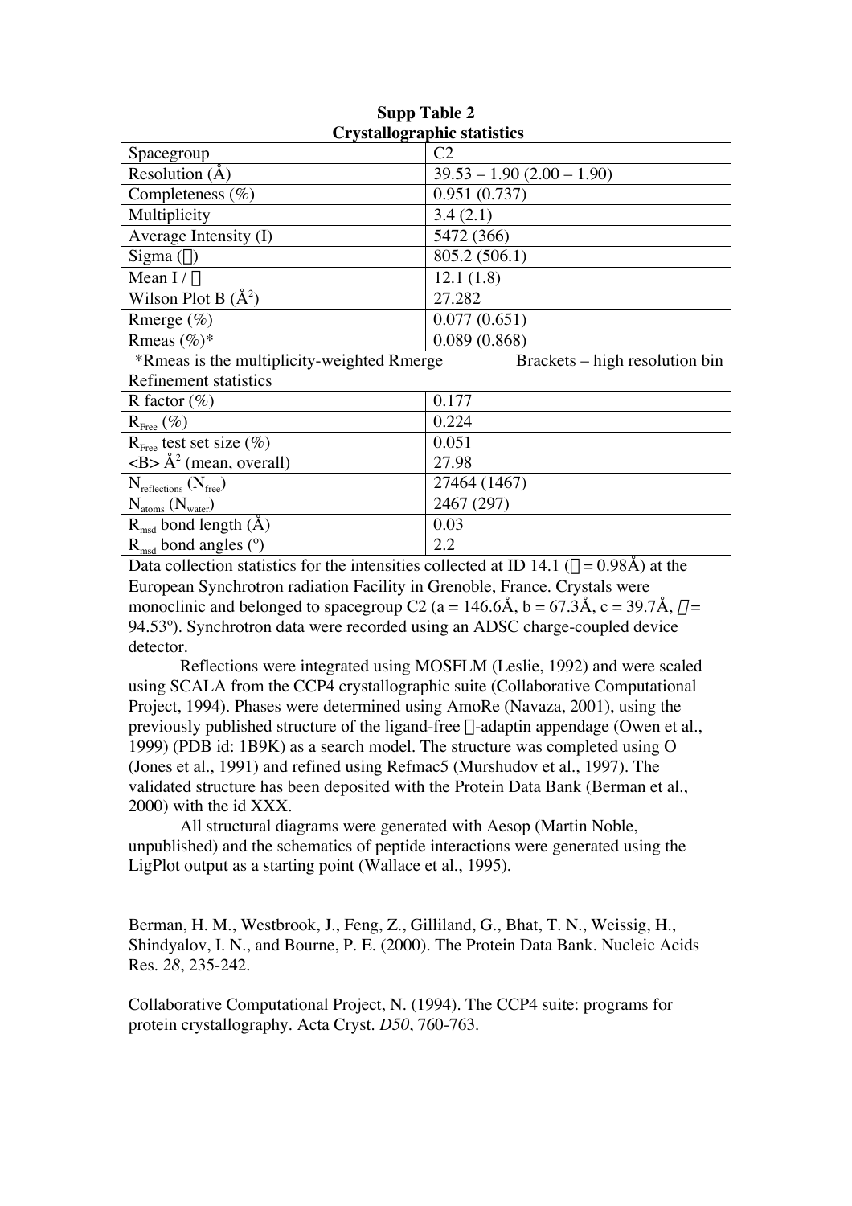**Supp Table 2**
**Crystallographic statistics**

| | |
|---|---|
| Spacegroup | C2 |
| Resolution (Å) | 39.53 – 1.90 (2.00 – 1.90) |
| Completeness (%) | 0.951 (0.737) |
| Multiplicity | 3.4 (2.1) |
| Average Intensity (I) | 5472 (366) |
| Sigma ($\sigma$) | 805.2 (506.1) |
| Mean I / $\sigma$ | 12.1 (1.8) |
| Wilson Plot B ($Å^2$) | 27.282 |
| Rmerge (%) | 0.077 (0.651) |
| Rmeas (%)* | 0.089 (0.868) |

*Rmeas is the multiplicity-weighted Rmerge    Brackets – high resolution bin

Refinement statistics

| | |
|---|---|
| R factor (%) | 0.177 |
| $R_{Free}$ (%) | 0.224 |
| $R_{Free}$ test set size (%) | 0.051 |
| <B> $Å^2$ (mean, overall) | 27.98 |
| $N_{reflections}$ ($N_{free}$) | 27464 (1467) |
| $N_{atoms}$ ($N_{water}$) | 2467 (297) |
| $R_{msd}$ bond length (Å) | 0.03 |
| $R_{msd}$ bond angles (°) | 2.2 |

Data collection statistics for the intensities collected at ID 14.1 ($\lambda$ = 0.98Å) at the European Synchrotron radiation Facility in Grenoble, France. Crystals were monoclinic and belonged to spacegroup C2 (a = 146.6Å, b = 67.3Å, c = 39.7Å, $\beta$ = 94.53°). Synchrotron data were recorded using an ADSC charge-coupled device detector.

Reflections were integrated using MOSFLM (Leslie, 1992) and were scaled using SCALA from the CCP4 crystallographic suite (Collaborative Computational Project, 1994). Phases were determined using AmoRe (Navaza, 2001), using the previously published structure of the ligand-free $\alpha$-adaptin appendage (Owen et al., 1999) (PDB id: 1B9K) as a search model. The structure was completed using O (Jones et al., 1991) and refined using Refmac5 (Murshudov et al., 1997). The validated structure has been deposited with the Protein Data Bank (Berman et al., 2000) with the id XXX.

All structural diagrams were generated with Aesop (Martin Noble, unpublished) and the schematics of peptide interactions were generated using the LigPlot output as a starting point (Wallace et al., 1995).

Berman, H. M., Westbrook, J., Feng, Z., Gilliland, G., Bhat, T. N., Weissig, H., Shindyalov, I. N., and Bourne, P. E. (2000). The Protein Data Bank. Nucleic Acids Res. *28*, 235-242.

Collaborative Computational Project, N. (1994). The CCP4 suite: programs for protein crystallography. Acta Cryst. *D50*, 760-763.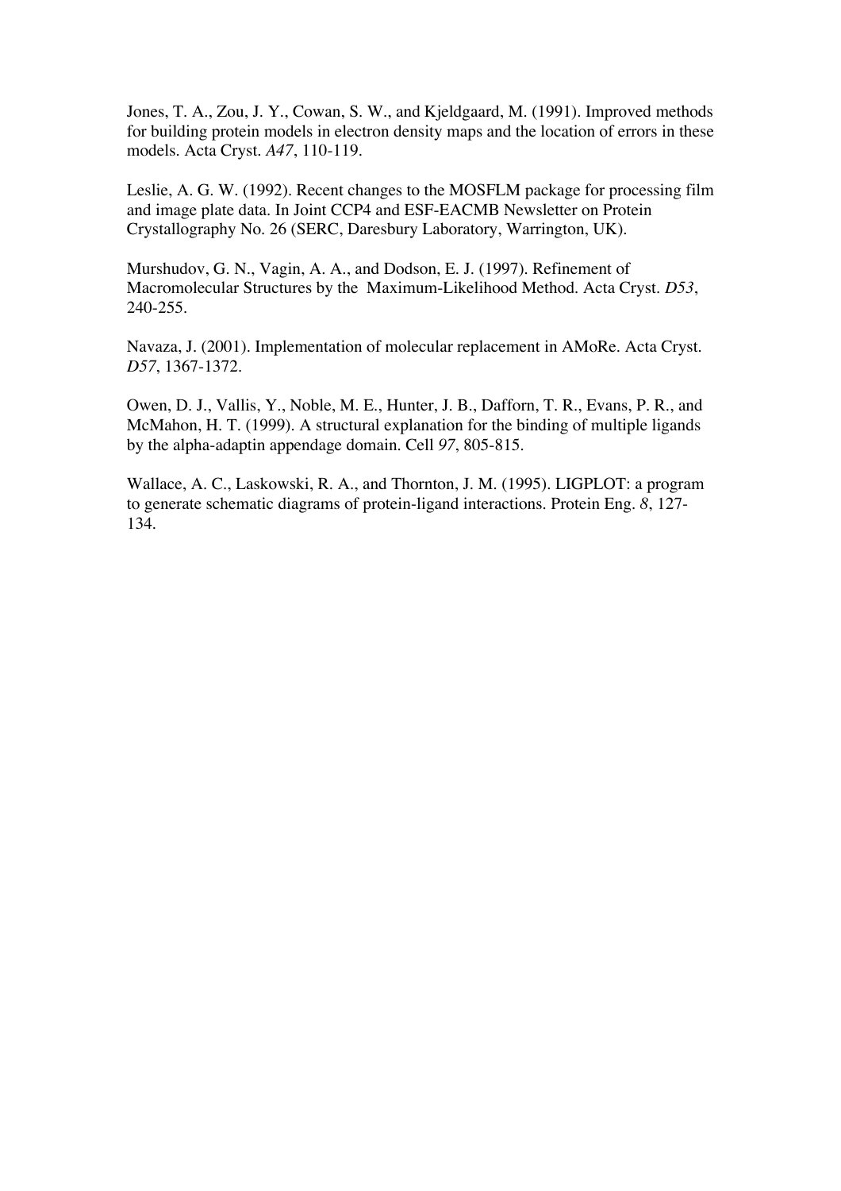Jones, T. A., Zou, J. Y., Cowan, S. W., and Kjeldgaard, M. (1991). Improved methods for building protein models in electron density maps and the location of errors in these models. Acta Cryst. *A47*, 110-119.

Leslie, A. G. W. (1992). Recent changes to the MOSFLM package for processing film and image plate data. In Joint CCP4 and ESF-EACMB Newsletter on Protein Crystallography No. 26 (SERC, Daresbury Laboratory, Warrington, UK).

Murshudov, G. N., Vagin, A. A., and Dodson, E. J. (1997). Refinement of Macromolecular Structures by the Maximum-Likelihood Method. Acta Cryst. *D53*, 240-255.

Navaza, J. (2001). Implementation of molecular replacement in AMoRe. Acta Cryst. *D57*, 1367-1372.

Owen, D. J., Vallis, Y., Noble, M. E., Hunter, J. B., Dafforn, T. R., Evans, P. R., and McMahon, H. T. (1999). A structural explanation for the binding of multiple ligands by the alpha-adaptin appendage domain. Cell *97*, 805-815.

Wallace, A. C., Laskowski, R. A., and Thornton, J. M. (1995). LIGPLOT: a program to generate schematic diagrams of protein-ligand interactions. Protein Eng. *8*, 127-134.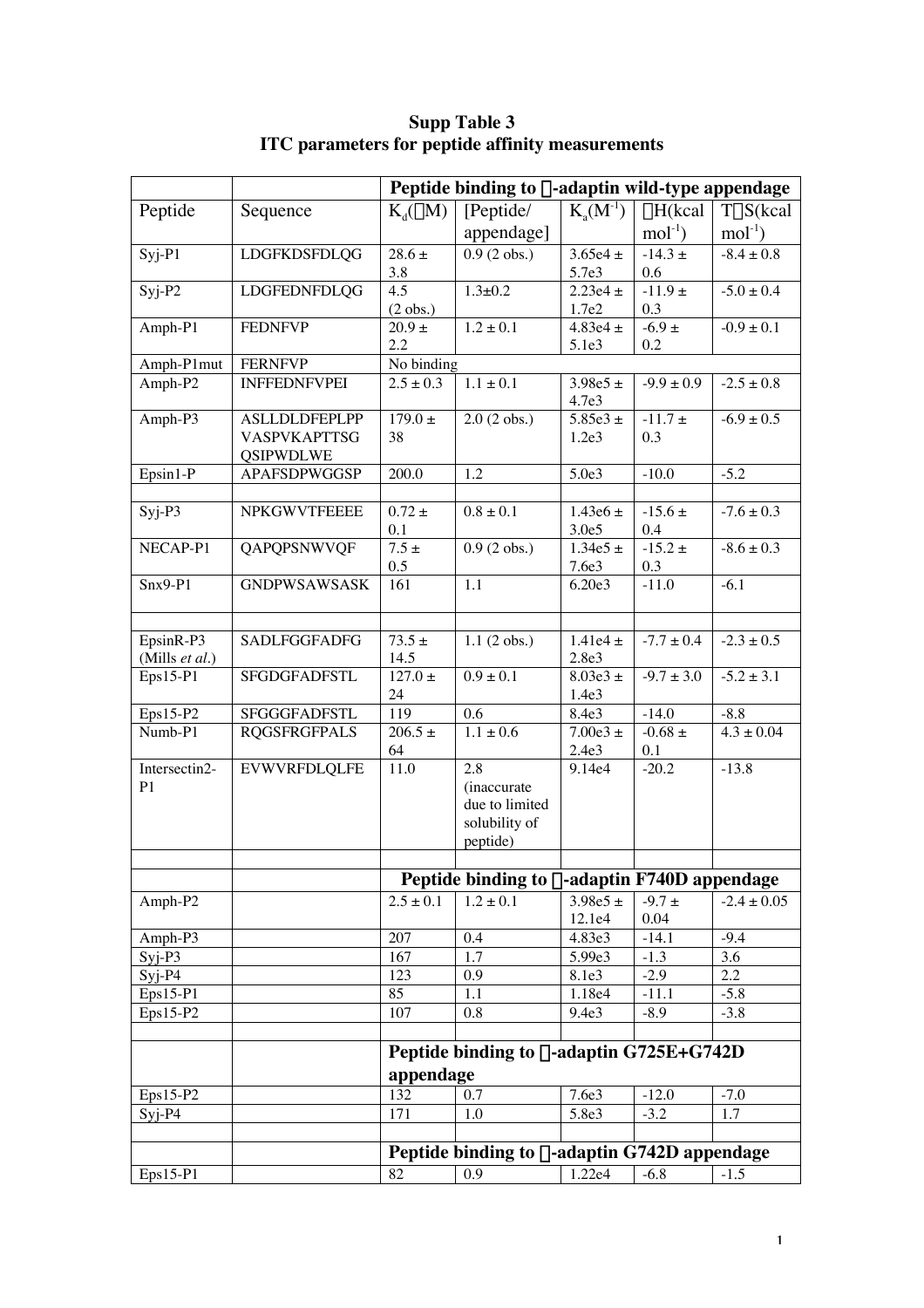**Supp Table 3**
**ITC parameters for peptide affinity measurements**

| | | **Peptide binding to α-adaptin wild-type appendage** | | | | |
|---|---|---|---|---|---|---|
| Peptide | Sequence | $K_d$(μM) | [Peptide/ appendage] | $K_a$($M^{-1}$) | ΔH(kcal $mol^{-1}$) | TΔS(kcal $mol^{-1}$) |
| Syj-P1 | LDGFKDSFDLQG | 28.6 ± 3.8 | 0.9 (2 obs.) | 3.65e4 ± 5.7e3 | -14.3 ± 0.6 | -8.4 ± 0.8 |
| Syj-P2 | LDGFEDNFDLQG | 4.5 (2 obs.) | 1.3±0.2 | 2.23e4 ± 1.7e2 | -11.9 ± 0.3 | -5.0 ± 0.4 |
| Amph-P1 | FEDNFVP | 20.9 ± 2.2 | 1.2 ± 0.1 | 4.83e4 ± 5.1e3 | -6.9 ± 0.2 | -0.9 ± 0.1 |
| Amph-P1mut | FERNFVP | No binding | | | | |
| Amph-P2 | INFFEDNFVPEI | 2.5 ± 0.3 | 1.1 ± 0.1 | 3.98e5 ± 4.7e3 | -9.9 ± 0.9 | -2.5 ± 0.8 |
| Amph-P3 | ASLLDLDFEPLPP VASPVKAPTTSG QSIPWDLWE | 179.0 ± 38 | 2.0 (2 obs.) | 5.85e3 ± 1.2e3 | -11.7 ± 0.3 | -6.9 ± 0.5 |
| Epsin1-P | APAFSDPWGGSP | 200.0 | 1.2 | 5.0e3 | -10.0 | -5.2 |
| | | | | | | |
| Syj-P3 | NPKGWVTFEEEE | 0.72 ± 0.1 | 0.8 ± 0.1 | 1.43e6 ± 3.0e5 | -15.6 ± 0.4 | -7.6 ± 0.3 |
| NECAP-P1 | QAPQPSNWVQF | 7.5 ± 0.5 | 0.9 (2 obs.) | 1.34e5 ± 7.6e3 | -15.2 ± 0.3 | -8.6 ± 0.3 |
| Snx9-P1 | GNDPWSAWSASK | 161 | 1.1 | 6.20e3 | -11.0 | -6.1 |
| | | | | | | |
| EpsinR-P3 (Mills *et al.*) | SADLFGGFADFG | 73.5 ± 14.5 | 1.1 (2 obs.) | 1.41e4 ± 2.8e3 | -7.7 ± 0.4 | -2.3 ± 0.5 |
| Eps15-P1 | SFGDGFADFSTL | 127.0 ± 24 | 0.9 ± 0.1 | 8.03e3 ± 1.4e3 | -9.7 ± 3.0 | -5.2 ± 3.1 |
| Eps15-P2 | SFGGGFADFSTL | 119 | 0.6 | 8.4e3 | -14.0 | -8.8 |
| Numb-P1 | RQGSFRGFPALS | 206.5 ± 64 | 1.1 ± 0.6 | 7.00e3 ± 2.4e3 | -0.68 ± 0.1 | 4.3 ± 0.04 |
| Intersectin2-P1 | EVWVRFDLQLFE | 11.0 | 2.8 (inaccurate due to limited solubility of peptide) | 9.14e4 | -20.2 | -13.8 |
| | | | | | | |
| | | **Peptide binding to α-adaptin F740D appendage** | | | | |
| Amph-P2 | | 2.5 ± 0.1 | 1.2 ± 0.1 | 3.98e5 ± 12.1e4 | -9.7 ± 0.04 | -2.4 ± 0.05 |
| Amph-P3 | | 207 | 0.4 | 4.83e3 | -14.1 | -9.4 |
| Syj-P3 | | 167 | 1.7 | 5.99e3 | -1.3 | 3.6 |
| Syj-P4 | | 123 | 0.9 | 8.1e3 | -2.9 | 2.2 |
| Eps15-P1 | | 85 | 1.1 | 1.18e4 | -11.1 | -5.8 |
| Eps15-P2 | | 107 | 0.8 | 9.4e3 | -8.9 | -3.8 |
| | | | | | | |
| | | **Peptide binding to α-adaptin G725E+G742D appendage** | | | | |
| Eps15-P2 | | 132 | 0.7 | 7.6e3 | -12.0 | -7.0 |
| Syj-P4 | | 171 | 1.0 | 5.8e3 | -3.2 | 1.7 |
| | | | | | | |
| | | **Peptide binding to α-adaptin G742D appendage** | | | | |
| Eps15-P1 | | 82 | 0.9 | 1.22e4 | -6.8 | -1.5 |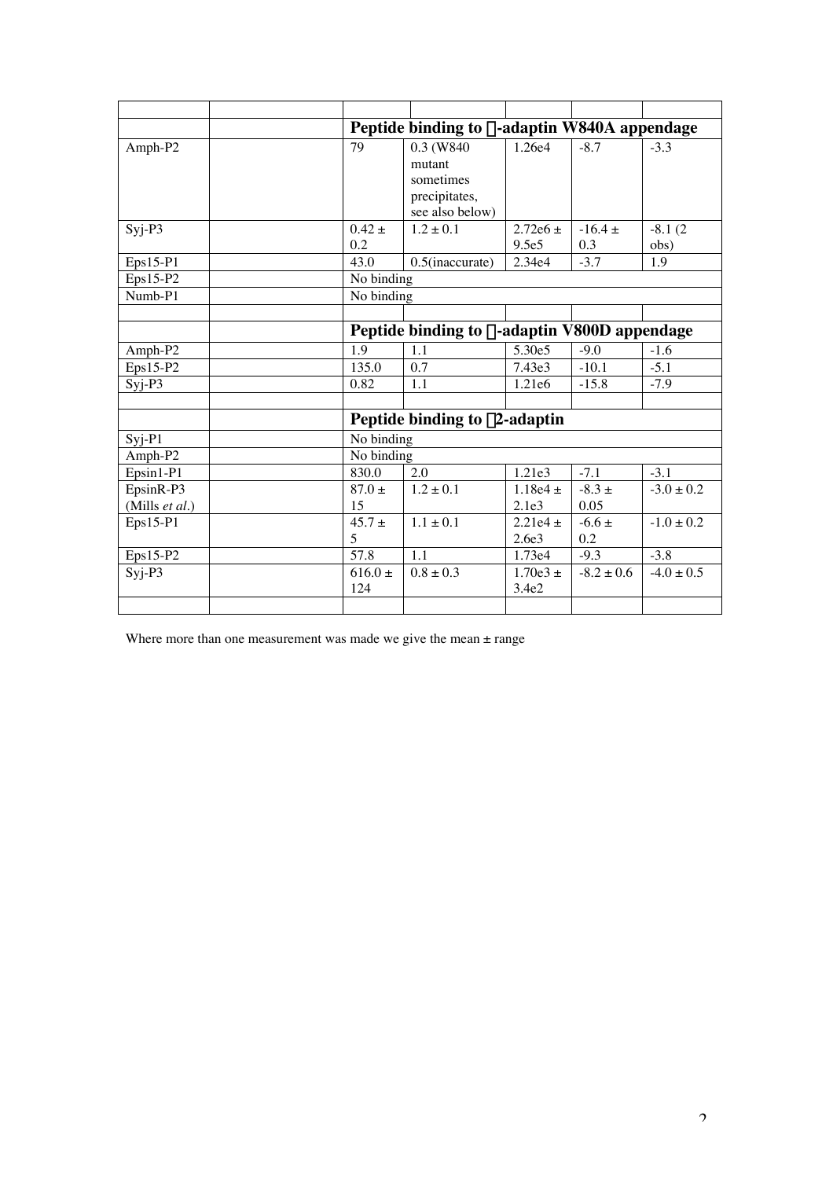| | | | | | | |
|---|---|---|---|---|---|---|
| | | **Peptide binding to -adaptin W840A appendage** | | | | |
| Amph-P2 | | 79 | 0.3 (W840 mutant sometimes precipitates, see also below) | 1.26e4 | -8.7 | -3.3 |
| Syj-P3 | | 0.42 ± 0.2 | 1.2 ± 0.1 | 2.72e6 ± 9.5e5 | -16.4 ± 0.3 | -8.1 (2 obs) |
| Eps15-P1 | | 43.0 | 0.5(inaccurate) | 2.34e4 | -3.7 | 1.9 |
| Eps15-P2 | | No binding | | | | |
| Numb-P1 | | No binding | | | | |
| | | | | | | |
| | | **Peptide binding to -adaptin V800D appendage** | | | | |
| Amph-P2 | | 1.9 | 1.1 | 5.30e5 | -9.0 | -1.6 |
| Eps15-P2 | | 135.0 | 0.7 | 7.43e3 | -10.1 | -5.1 |
| Syj-P3 | | 0.82 | 1.1 | 1.21e6 | -15.8 | -7.9 |
| | | | | | | |
| | | **Peptide binding to 2-adaptin** | | | | |
| Syj-P1 | | No binding | | | | |
| Amph-P2 | | No binding | | | | |
| Epsin1-P1 | | 830.0 | 2.0 | 1.21e3 | -7.1 | -3.1 |
| EpsinR-P3 (Mills *et al.*) | | 87.0 ± 15 | 1.2 ± 0.1 | 1.18e4 ± 2.1e3 | -8.3 ± 0.05 | -3.0 ± 0.2 |
| Eps15-P1 | | 45.7 ± 5 | 1.1 ± 0.1 | 2.21e4 ± 2.6e3 | -6.6 ± 0.2 | -1.0 ± 0.2 |
| Eps15-P2 | | 57.8 | 1.1 | 1.73e4 | -9.3 | -3.8 |
| Syj-P3 | | 616.0 ± 124 | 0.8 ± 0.3 | 1.70e3 ± 3.4e2 | -8.2 ± 0.6 | -4.0 ± 0.5 |
| | | | | | | |

Where more than one measurement was made we give the mean ± range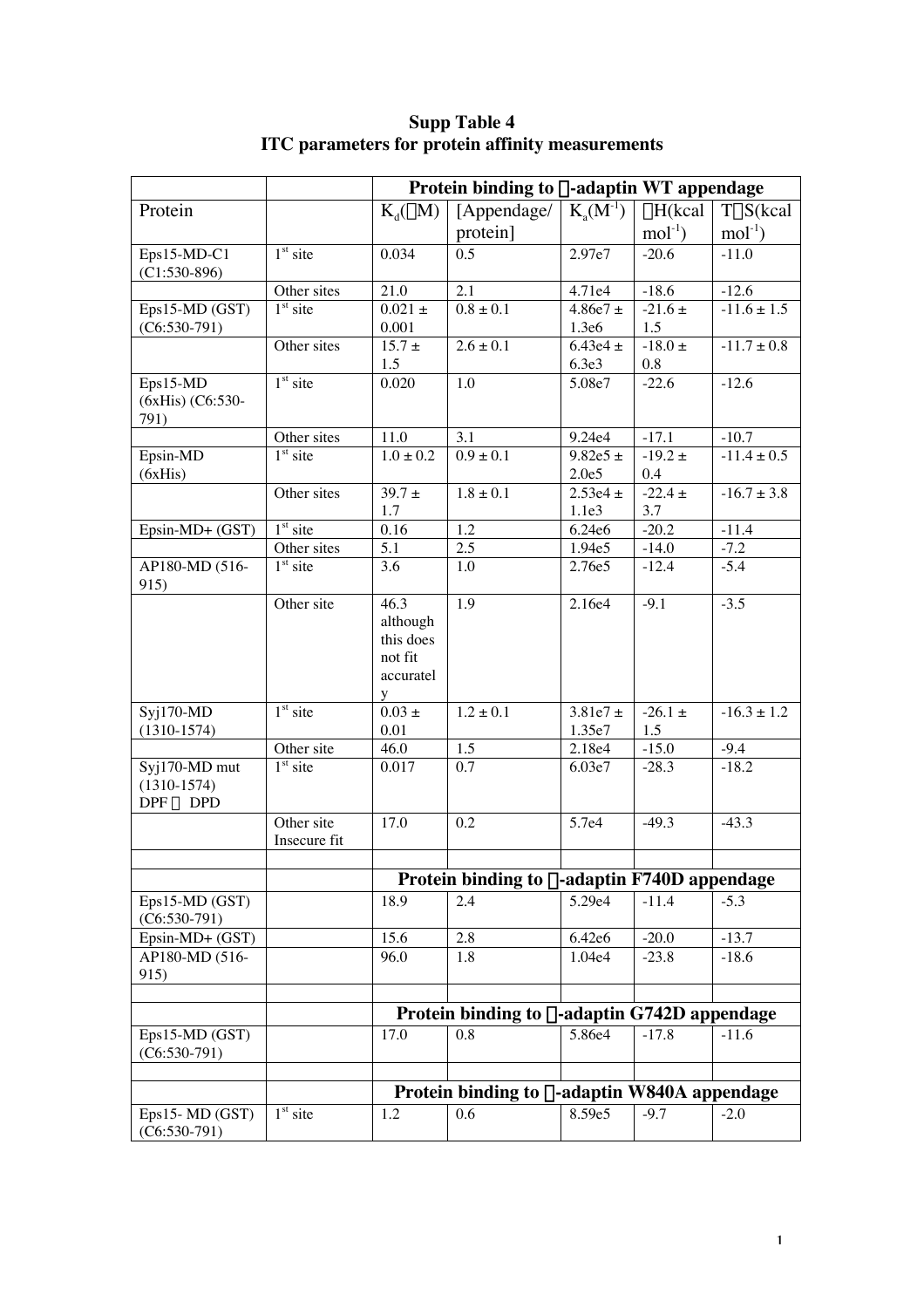**Supp Table 4**
**ITC parameters for protein affinity measurements**

| | | **Protein binding to α-adaptin WT appendage** | | | | |
|---|---|---|---|---|---|---|
| Protein | | $K_d$(μM) | [Appendage/ protein] | $K_a$($M^{-1}$) | ΔH(kcal $mol^{-1}$) | TΔS(kcal $mol^{-1}$) |
| Eps15-MD-C1 (C1:530-896) | 1[st] site | 0.034 | 0.5 | 2.97e7 | -20.6 | -11.0 |
| | Other sites | 21.0 | 2.1 | 4.71e4 | -18.6 | -12.6 |
| Eps15-MD (GST) (C6:530-791) | 1[st] site | 0.021 ± 0.001 | 0.8 ± 0.1 | 4.86e7 ± 1.3e6 | -21.6 ± 1.5 | -11.6 ± 1.5 |
| | Other sites | 15.7 ± 1.5 | 2.6 ± 0.1 | 6.43e4 ± 6.3e3 | -18.0 ± 0.8 | -11.7 ± 0.8 |
| Eps15-MD (6xHis) (C6:530-791) | 1[st] site | 0.020 | 1.0 | 5.08e7 | -22.6 | -12.6 |
| | Other sites | 11.0 | 3.1 | 9.24e4 | -17.1 | -10.7 |
| Epsin-MD (6xHis) | 1[st] site | 1.0 ± 0.2 | 0.9 ± 0.1 | 9.82e5 ± 2.0e5 | -19.2 ± 0.4 | -11.4 ± 0.5 |
| | Other sites | 39.7 ± 1.7 | 1.8 ± 0.1 | 2.53e4 ± 1.1e3 | -22.4 ± 3.7 | -16.7 ± 3.8 |
| Epsin-MD+ (GST) | 1[st] site | 0.16 | 1.2 | 6.24e6 | -20.2 | -11.4 |
| | Other sites | 5.1 | 2.5 | 1.94e5 | -14.0 | -7.2 |
| AP180-MD (516-915) | 1[st] site | 3.6 | 1.0 | 2.76e5 | -12.4 | -5.4 |
| | Other site | 46.3 although this does not fit accurately | 1.9 | 2.16e4 | -9.1 | -3.5 |
| Syj170-MD (1310-1574) | 1[st] site | 0.03 ± 0.01 | 1.2 ± 0.1 | 3.81e7 ± 1.35e7 | -26.1 ± 1.5 | -16.3 ± 1.2 |
| | Other site | 46.0 | 1.5 | 2.18e4 | -15.0 | -9.4 |
| Syj170-MD mut (1310-1574) DPF → DPD | 1[st] site | 0.017 | 0.7 | 6.03e7 | -28.3 | -18.2 |
| | Other site Insecure fit | 17.0 | 0.2 | 5.7e4 | -49.3 | -43.3 |
| | | | | | | |
| | | **Protein binding to α-adaptin F740D appendage** | | | | |
| Eps15-MD (GST) (C6:530-791) | | 18.9 | 2.4 | 5.29e4 | -11.4 | -5.3 |
| Epsin-MD+ (GST) | | 15.6 | 2.8 | 6.42e6 | -20.0 | -13.7 |
| AP180-MD (516-915) | | 96.0 | 1.8 | 1.04e4 | -23.8 | -18.6 |
| | | | | | | |
| | | **Protein binding to α-adaptin G742D appendage** | | | | |
| Eps15-MD (GST) (C6:530-791) | | 17.0 | 0.8 | 5.86e4 | -17.8 | -11.6 |
| | | | | | | |
| | | **Protein binding to α-adaptin W840A appendage** | | | | |
| Eps15- MD (GST) (C6:530-791) | 1[st] site | 1.2 | 0.6 | 8.59e5 | -9.7 | -2.0 |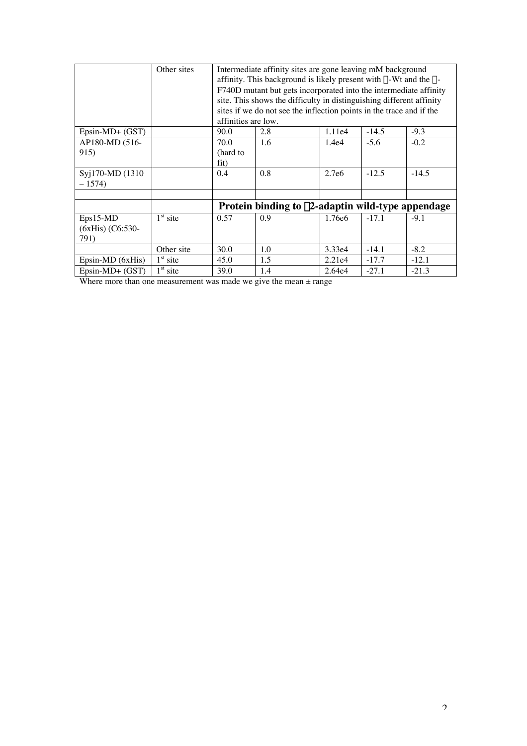| | | | | | | |
|---|---|---|---|---|---|---|
| | Other sites | Intermediate affinity sites are gone leaving mM background affinity. This background is likely present with -Wt and the -F740D mutant but gets incorporated into the intermediate affinity site. This shows the difficulty in distinguishing different affinity sites if we do not see the inflection points in the trace and if the affinities are low. | | | | |
| Epsin-MD+ (GST) | | 90.0 | 2.8 | 1.11e4 | -14.5 | -9.3 |
| AP180-MD (516-915) | | 70.0 (hard to fit) | 1.6 | 1.4e4 | -5.6 | -0.2 |
| Syj170-MD (1310 – 1574) | | 0.4 | 0.8 | 2.7e6 | -12.5 | -14.5 |
| | | | | | | |
| | | **Protein binding to 2-adaptin wild-type appendage** | | | | |
| Eps15-MD (6xHis) (C6:530-791) | 1[st] site | 0.57 | 0.9 | 1.76e6 | -17.1 | -9.1 |
| | Other site | 30.0 | 1.0 | 3.33e4 | -14.1 | -8.2 |
| Epsin-MD (6xHis) | 1[st] site | 45.0 | 1.5 | 2.21e4 | -17.7 | -12.1 |
| Epsin-MD+ (GST) | 1[st] site | 39.0 | 1.4 | 2.64e4 | -27.1 | -21.3 |

Where more than one measurement was made we give the mean ± range